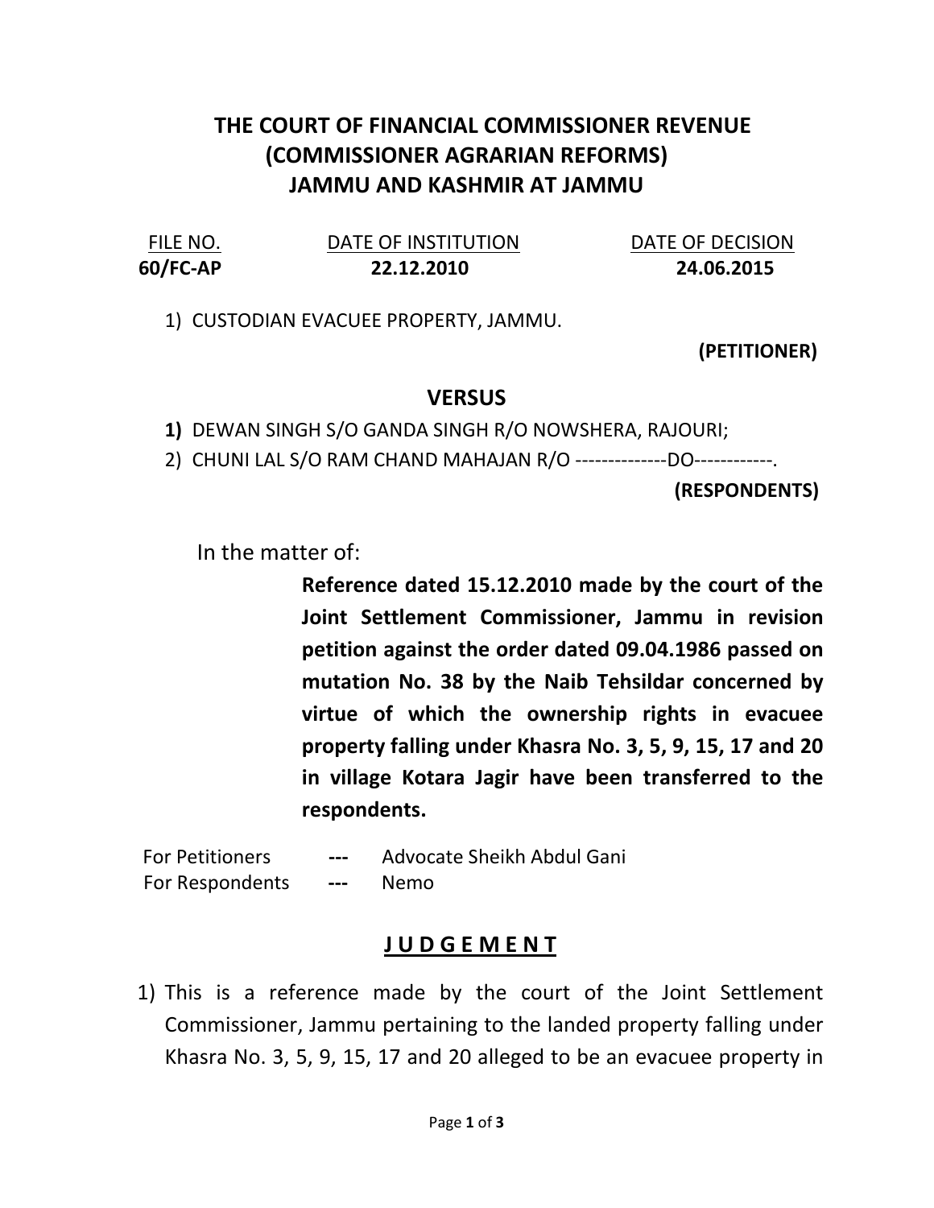# THE COURT OF FINANCIAL COMMISSIONER REVENUE (COMMISSIONER AGRARIAN REFORMS) JAMMU AND KASHMIR AT JAMMU

| FILE NO. | DATE OF INSTITUTION | DATE OF DECISION |
|---|---|---|
| **60/FC-AP** | **22.12.2010** | **24.06.2015** |

1) CUSTODIAN EVACUEE PROPERTY, JAMMU.

**(PETITIONER)**

## VERSUS

1) DEWAN SINGH S/O GANDA SINGH R/O NOWSHERA, RAJOURI;
2) CHUNI LAL S/O RAM CHAND MAHAJAN R/O --------------DO------------.

**(RESPONDENTS)**

In the matter of:

**Reference dated 15.12.2010 made by the court of the Joint Settlement Commissioner, Jammu in revision petition against the order dated 09.04.1986 passed on mutation No. 38 by the Naib Tehsildar concerned by virtue of which the ownership rights in evacuee property falling under Khasra No. 3, 5, 9, 15, 17 and 20 in village Kotara Jagir have been transferred to the respondents.**

| | | |
|---|---|---|
| For Petitioners | --- | Advocate Sheikh Abdul Gani |
| For Respondents | --- | Nemo |

## J U D G E M E N T

1) This is a reference made by the court of the Joint Settlement Commissioner, Jammu pertaining to the landed property falling under Khasra No. 3, 5, 9, 15, 17 and 20 alleged to be an evacuee property in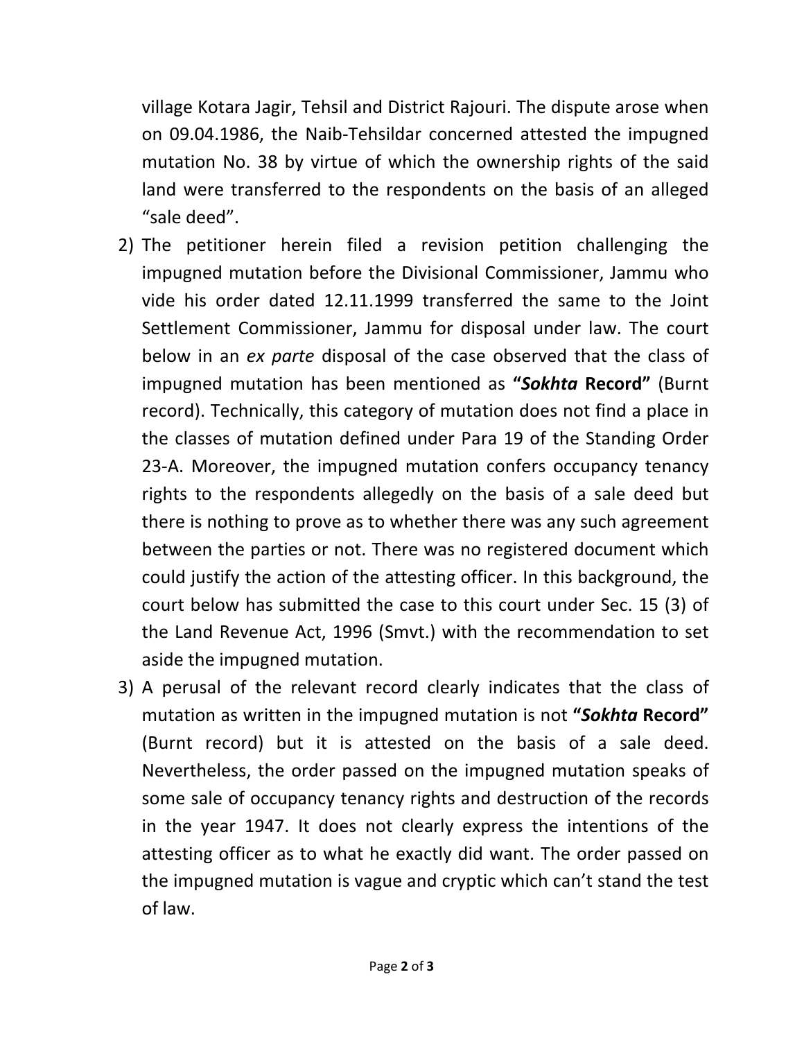village Kotara Jagir, Tehsil and District Rajouri. The dispute arose when on 09.04.1986, the Naib-Tehsildar concerned attested the impugned mutation No. 38 by virtue of which the ownership rights of the said land were transferred to the respondents on the basis of an alleged "sale deed".

2) The petitioner herein filed a revision petition challenging the impugned mutation before the Divisional Commissioner, Jammu who vide his order dated 12.11.1999 transferred the same to the Joint Settlement Commissioner, Jammu for disposal under law. The court below in an *ex parte* disposal of the case observed that the class of impugned mutation has been mentioned as **"*Sokhta* Record"** (Burnt record). Technically, this category of mutation does not find a place in the classes of mutation defined under Para 19 of the Standing Order 23-A. Moreover, the impugned mutation confers occupancy tenancy rights to the respondents allegedly on the basis of a sale deed but there is nothing to prove as to whether there was any such agreement between the parties or not. There was no registered document which could justify the action of the attesting officer. In this background, the court below has submitted the case to this court under Sec. 15 (3) of the Land Revenue Act, 1996 (Smvt.) with the recommendation to set aside the impugned mutation.

3) A perusal of the relevant record clearly indicates that the class of mutation as written in the impugned mutation is not **"*Sokhta* Record"** (Burnt record) but it is attested on the basis of a sale deed. Nevertheless, the order passed on the impugned mutation speaks of some sale of occupancy tenancy rights and destruction of the records in the year 1947. It does not clearly express the intentions of the attesting officer as to what he exactly did want. The order passed on the impugned mutation is vague and cryptic which can't stand the test of law.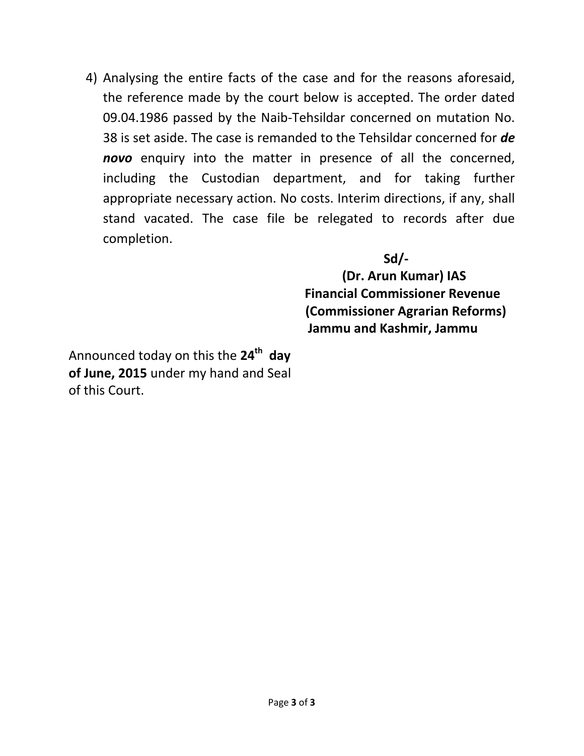4) Analysing the entire facts of the case and for the reasons aforesaid, the reference made by the court below is accepted. The order dated 09.04.1986 passed by the Naib-Tehsildar concerned on mutation No. 38 is set aside. The case is remanded to the Tehsildar concerned for ***de novo*** enquiry into the matter in presence of all the concerned, including the Custodian department, and for taking further appropriate necessary action. No costs. Interim directions, if any, shall stand vacated. The case file be relegated to records after due completion.

**Sd/-**
**(Dr. Arun Kumar) IAS**
**Financial Commissioner Revenue**
**(Commissioner Agrarian Reforms)**
**Jammu and Kashmir, Jammu**

Announced today on this the **24th day of June, 2015** under my hand and Seal of this Court.